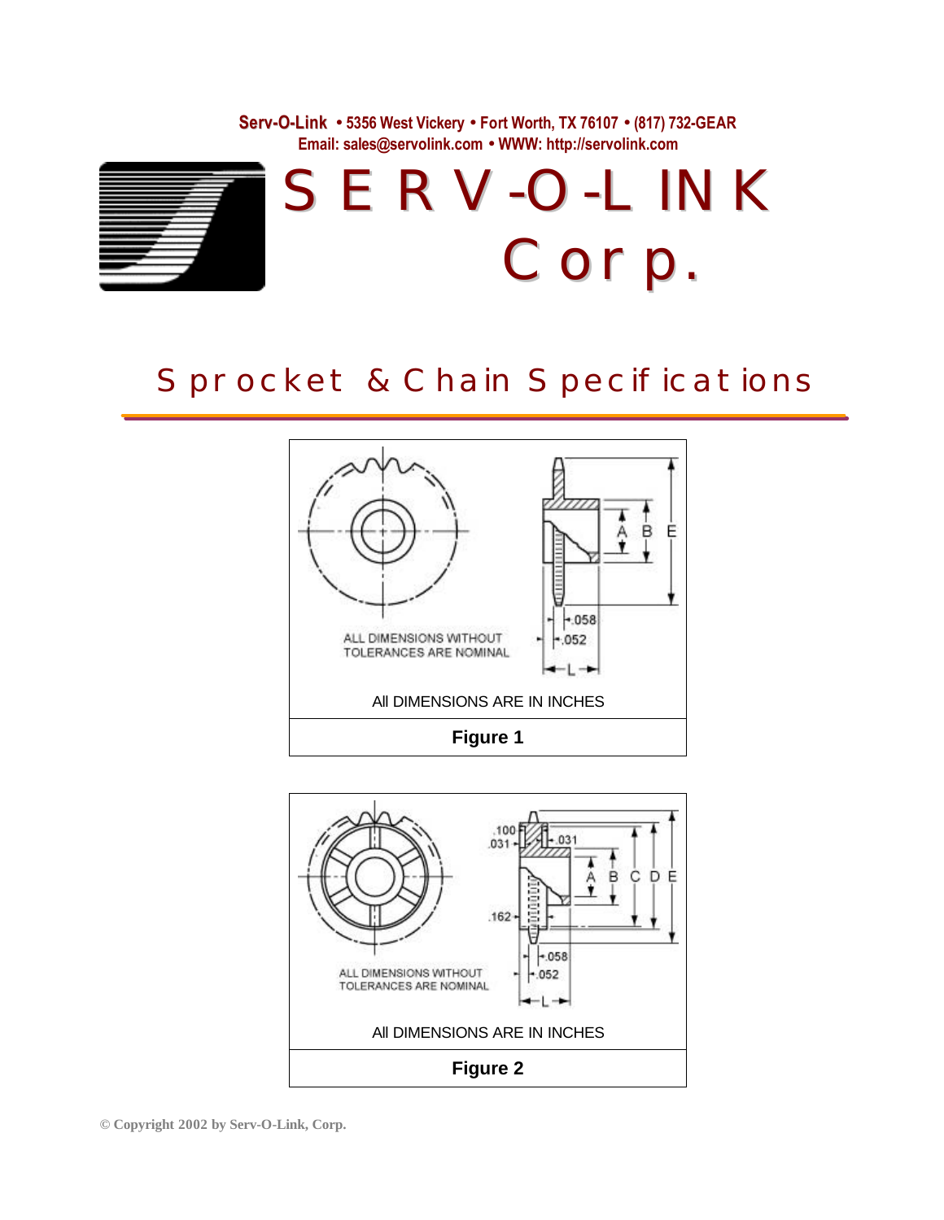**Serv-O-Link** • 5356 West Vickery • Fort Worth, TX 76107 • (817) 732-GEAR
Email: sales@servolink.com • WWW: http://servolink.com

# SERV-O-LINK Corp.

## Sprocket & Chain Specifications

ALL DIMENSIONS WITHOUT TOLERANCES ARE NOMINAL

All DIMENSIONS ARE IN INCHES

**Figure 1**

ALL DIMENSIONS WITHOUT TOLERANCES ARE NOMINAL

All DIMENSIONS ARE IN INCHES

**Figure 2**

© Copyright 2002 by Serv-O-Link, Corp.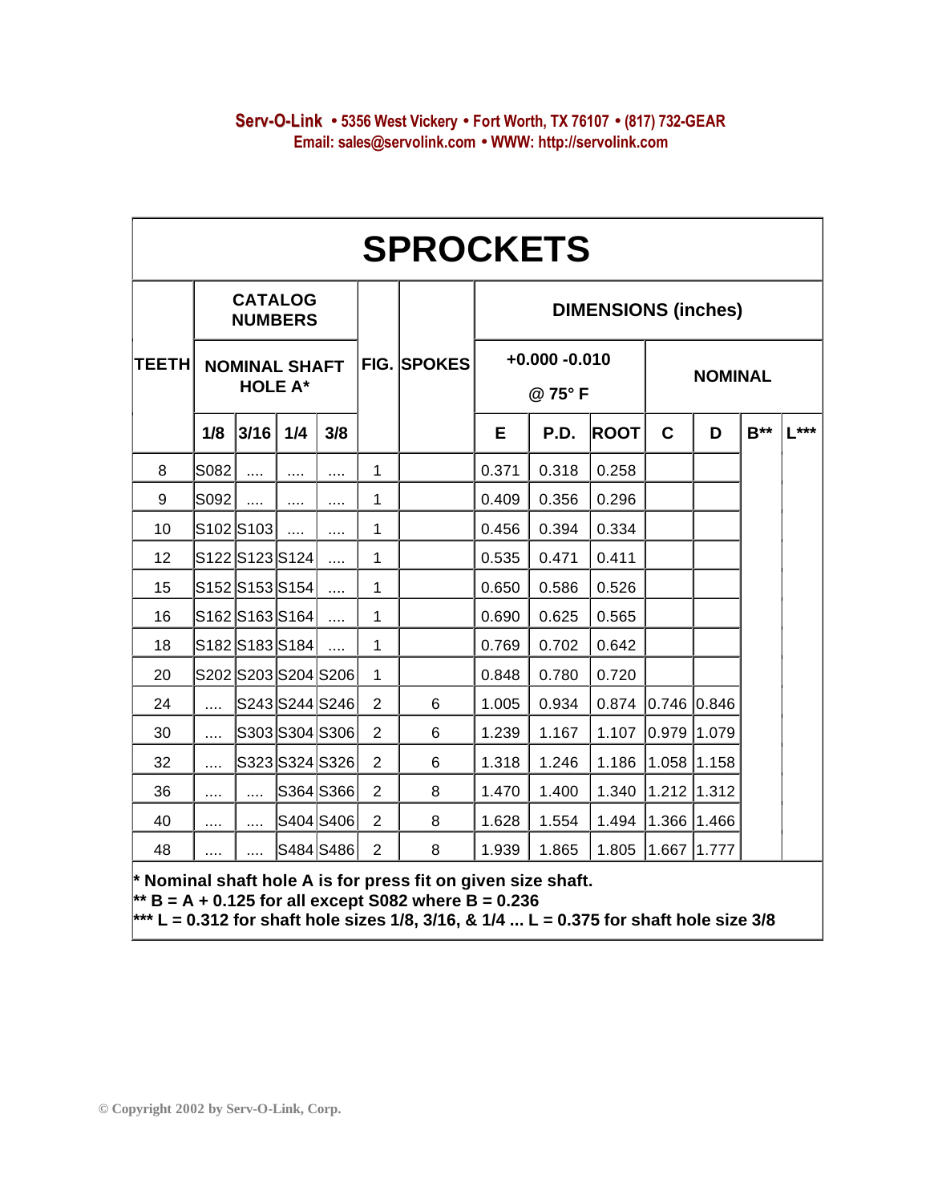Serv-O-Link • 5356 West Vickery • Fort Worth, TX 76107 • (817) 732-GEAR
Email: sales@servolink.com • WWW: http://servolink.com

# SPROCKETS

| TEETH | CATALOG NUMBERS NOMINAL SHAFT HOLE A* | | | | FIG. | SPOKES | DIMENSIONS (inches) +0.000 -0.010 @ 75° F | | | NOMINAL | | | |
|---|---|---|---|---|---|---|---|---|---|---|---|---|---|
| | 1/8 | 3/16 | 1/4 | 3/8 | | | E | P.D. | ROOT | C | D | B** | L*** |
| 8 | S082 | .... | .... | .... | 1 | | 0.371 | 0.318 | 0.258 | | | | |
| 9 | S092 | .... | .... | .... | 1 | | 0.409 | 0.356 | 0.296 | | | | |
| 10 | S102 | S103 | .... | .... | 1 | | 0.456 | 0.394 | 0.334 | | | | |
| 12 | S122 | S123 | S124 | .... | 1 | | 0.535 | 0.471 | 0.411 | | | | |
| 15 | S152 | S153 | S154 | .... | 1 | | 0.650 | 0.586 | 0.526 | | | | |
| 16 | S162 | S163 | S164 | .... | 1 | | 0.690 | 0.625 | 0.565 | | | | |
| 18 | S182 | S183 | S184 | .... | 1 | | 0.769 | 0.702 | 0.642 | | | | |
| 20 | S202 | S203 | S204 | S206 | 1 | | 0.848 | 0.780 | 0.720 | | | | |
| 24 | .... | S243 | S244 | S246 | 2 | 6 | 1.005 | 0.934 | 0.874 | 0.746 | 0.846 | | |
| 30 | .... | S303 | S304 | S306 | 2 | 6 | 1.239 | 1.167 | 1.107 | 0.979 | 1.079 | | |
| 32 | .... | S323 | S324 | S326 | 2 | 6 | 1.318 | 1.246 | 1.186 | 1.058 | 1.158 | | |
| 36 | .... | .... | S364 | S366 | 2 | 8 | 1.470 | 1.400 | 1.340 | 1.212 | 1.312 | | |
| 40 | .... | .... | S404 | S406 | 2 | 8 | 1.628 | 1.554 | 1.494 | 1.366 | 1.466 | | |
| 48 | .... | .... | S484 | S486 | 2 | 8 | 1.939 | 1.865 | 1.805 | 1.667 | 1.777 | | |

**\* Nominal shaft hole A is for press fit on given size shaft.**
**\*\* B = A + 0.125 for all except S082 where B = 0.236**
**\*\*\* L = 0.312 for shaft hole sizes 1/8, 3/16, & 1/4 ... L = 0.375 for shaft hole size 3/8**

© Copyright 2002 by Serv-O-Link, Corp.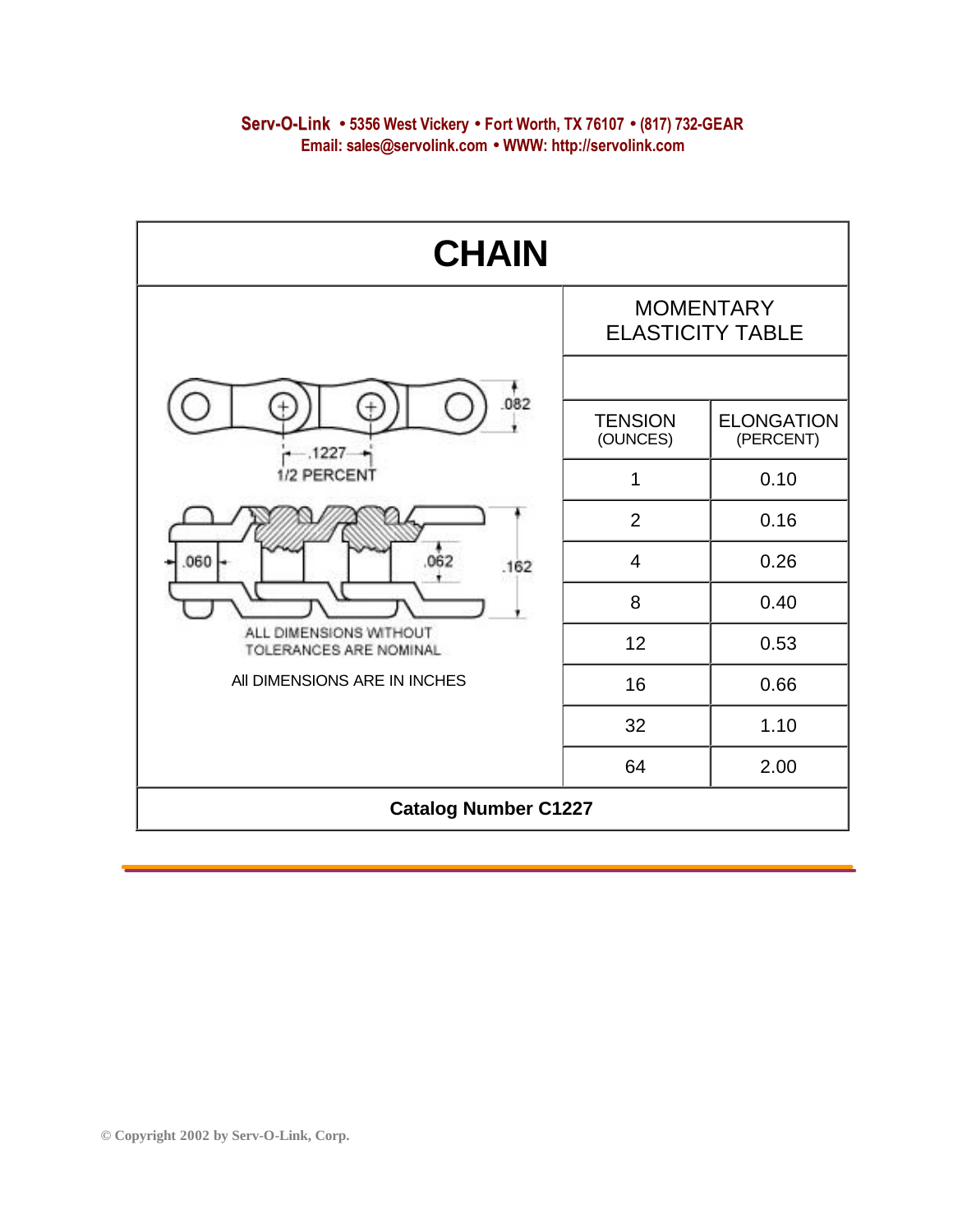**Serv-O-Link** • 5356 West Vickery • Fort Worth, TX 76107 • (817) 732-GEAR
Email: sales@servolink.com • WWW: http://servolink.com

# CHAIN

.082

.1227

1/2 PERCENT

.060

.062

.162

ALL DIMENSIONS WITHOUT TOLERANCES ARE NOMINAL

All DIMENSIONS ARE IN INCHES

## MOMENTARY ELASTICITY TABLE

| TENSION (OUNCES) | ELONGATION (PERCENT) |
|---|---|
| 1 | 0.10 |
| 2 | 0.16 |
| 4 | 0.26 |
| 8 | 0.40 |
| 12 | 0.53 |
| 16 | 0.66 |
| 32 | 1.10 |
| 64 | 2.00 |

**Catalog Number C1227**

© Copyright 2002 by Serv-O-Link, Corp.